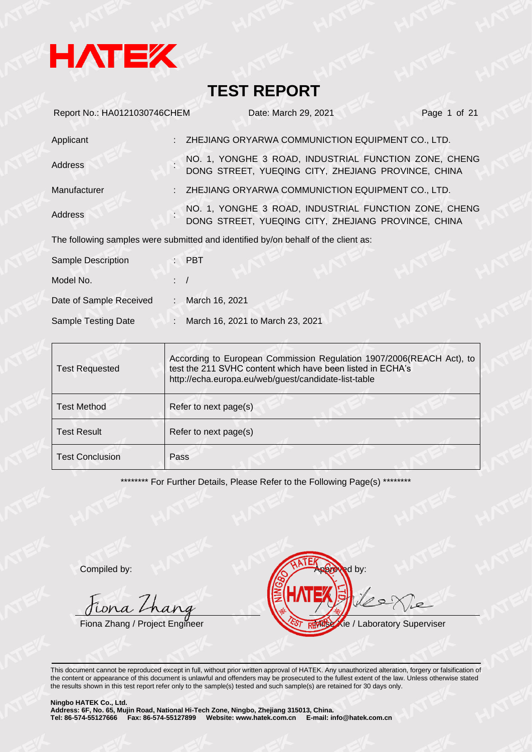HATEK

# TEST REPORT

Report No.: HA0121030746CHEM Date: March 29, 2021

| | | |
|---|---|---|
| Applicant | : | ZHEJIANG ORYARWA COMMUNICTION EQUIPMENT CO., LTD. |
| Address | : | NO. 1, YONGHE 3 ROAD, INDUSTRIAL FUNCTION ZONE, CHENG DONG STREET, YUEQING CITY, ZHEJIANG PROVINCE, CHINA |
| Manufacturer | : | ZHEJIANG ORYARWA COMMUNICTION EQUIPMENT CO., LTD. |
| Address | : | NO. 1, YONGHE 3 ROAD, INDUSTRIAL FUNCTION ZONE, CHENG DONG STREET, YUEQING CITY, ZHEJIANG PROVINCE, CHINA |

The following samples were submitted and identified by/on behalf of the client as:

| | | |
|---|---|---|
| Sample Description | : | PBT |
| Model No. | : | / |
| Date of Sample Received | : | March 16, 2021 |
| Sample Testing Date | : | March 16, 2021 to March 23, 2021 |

| | |
|---|---|
| Test Requested | According to European Commission Regulation 1907/2006(REACH Act), to test the 211 SVHC content which have been listed in ECHA's http://echa.europa.eu/web/guest/candidate-list-table |
| Test Method | Refer to next page(s) |
| Test Result | Refer to next page(s) |
| Test Conclusion | Pass |

******** For Further Details, Please Refer to the Following Page(s) ********

Compiled by: Fiona Zhang
Fiona Zhang / Project Engineer

Approved by:
Rose Xie / Laboratory Superviser

This document cannot be reproduced except in full, without prior written approval of HATEK. Any unauthorized alteration, forgery or falsification of the content or appearance of this document is unlawful and offenders may be prosecuted to the fullest extent of the law. Unless otherwise stated the results shown in this test report refer only to the sample(s) tested and such sample(s) are retained for 30 days only.

**Ningbo HATEK Co., Ltd.**
**Address: 6F, No. 65, Mujin Road, National Hi-Tech Zone, Ningbo, Zhejiang 315013, China.**
**Tel: 86-574-55127666 Fax: 86-574-55127899 Website: www.hatek.com.cn E-mail: info@hatek.com.cn**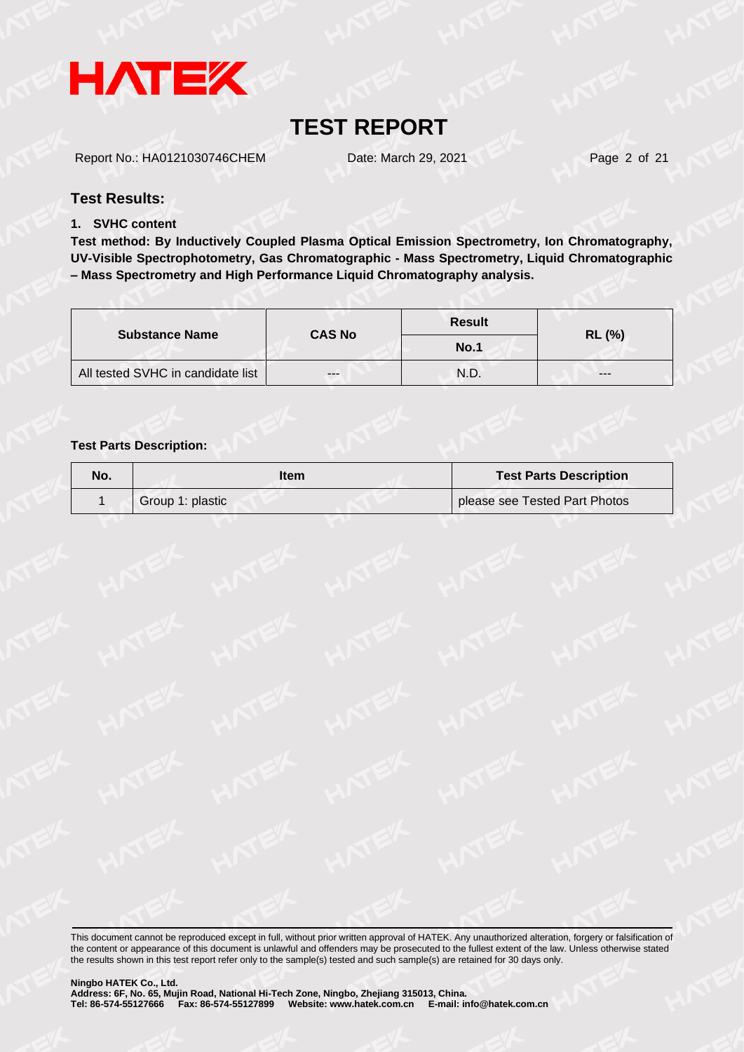## Test Results:

**1. SVHC content**

**Test method: By Inductively Coupled Plasma Optical Emission Spectrometry, Ion Chromatography, UV-Visible Spectrophotometry, Gas Chromatographic - Mass Spectrometry, Liquid Chromatographic – Mass Spectrometry and High Performance Liquid Chromatography analysis.**

| Substance Name | CAS No | Result | RL (%) |
|---|---|---|---|
| | | No.1 | |
| All tested SVHC in candidate list | --- | N.D. | --- |

**Test Parts Description:**

| No. | Item | Test Parts Description |
|---|---|---|
| 1 | Group 1: plastic | please see Tested Part Photos |

This document cannot be reproduced except in full, without prior written approval of HATEK. Any unauthorized alteration, forgery or falsification of the content or appearance of this document is unlawful and offenders may be prosecuted to the fullest extent of the law. Unless otherwise stated the results shown in this test report refer only to the sample(s) tested and such sample(s) are retained for 30 days only.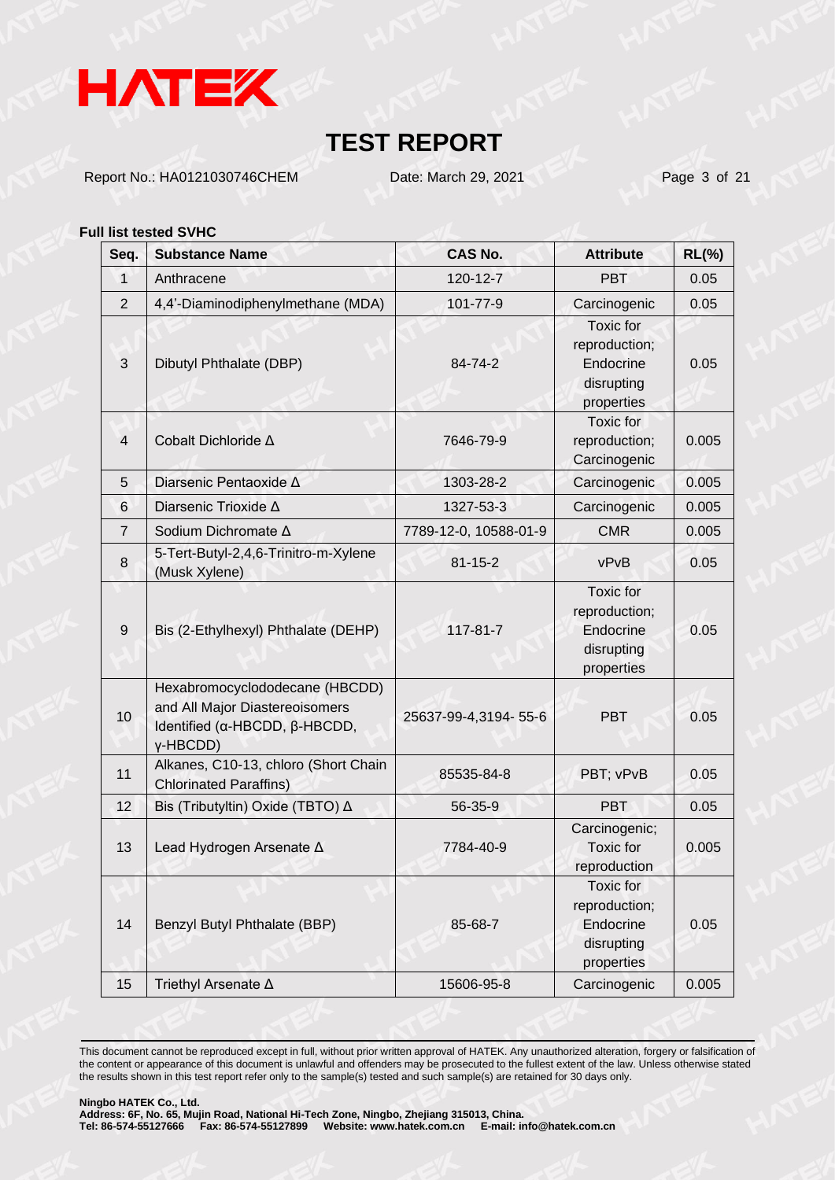# TEST REPORT

Report No.: HA0121030746CHEM    Date: March 29, 2021

**Full list tested SVHC**

| Seq. | Substance Name | CAS No. | Attribute | RL(%) |
|---|---|---|---|---|
| 1 | Anthracene | 120-12-7 | PBT | 0.05 |
| 2 | 4,4'-Diaminodiphenylmethane (MDA) | 101-77-9 | Carcinogenic | 0.05 |
| 3 | Dibutyl Phthalate (DBP) | 84-74-2 | Toxic for reproduction; Endocrine disrupting properties | 0.05 |
| 4 | Cobalt Dichloride Δ | 7646-79-9 | Toxic for reproduction; Carcinogenic | 0.005 |
| 5 | Diarsenic Pentaoxide Δ | 1303-28-2 | Carcinogenic | 0.005 |
| 6 | Diarsenic Trioxide Δ | 1327-53-3 | Carcinogenic | 0.005 |
| 7 | Sodium Dichromate Δ | 7789-12-0, 10588-01-9 | CMR | 0.005 |
| 8 | 5-Tert-Butyl-2,4,6-Trinitro-m-Xylene (Musk Xylene) | 81-15-2 | vPvB | 0.05 |
| 9 | Bis (2-Ethylhexyl) Phthalate (DEHP) | 117-81-7 | Toxic for reproduction; Endocrine disrupting properties | 0.05 |
| 10 | Hexabromocyclododecane (HBCDD) and All Major Diastereoisomers Identified (α-HBCDD, β-HBCDD, γ-HBCDD) | 25637-99-4,3194- 55-6 | PBT | 0.05 |
| 11 | Alkanes, C10-13, chloro (Short Chain Chlorinated Paraffins) | 85535-84-8 | PBT; vPvB | 0.05 |
| 12 | Bis (Tributyltin) Oxide (TBTO) Δ | 56-35-9 | PBT | 0.05 |
| 13 | Lead Hydrogen Arsenate Δ | 7784-40-9 | Carcinogenic; Toxic for reproduction | 0.005 |
| 14 | Benzyl Butyl Phthalate (BBP) | 85-68-7 | Toxic for reproduction; Endocrine disrupting properties | 0.05 |
| 15 | Triethyl Arsenate Δ | 15606-95-8 | Carcinogenic | 0.005 |

This document cannot be reproduced except in full, without prior written approval of HATEK. Any unauthorized alteration, forgery or falsification of the content or appearance of this document is unlawful and offenders may be prosecuted to the fullest extent of the law. Unless otherwise stated the results shown in this test report refer only to the sample(s) tested and such sample(s) are retained for 30 days only.

**Ningbo HATEK Co., Ltd.**
**Address: 6F, No. 65, Mujin Road, National Hi-Tech Zone, Ningbo, Zhejiang 315013, China.**
**Tel: 86-574-55127666 Fax: 86-574-55127899 Website: www.hatek.com.cn E-mail: info@hatek.com.cn**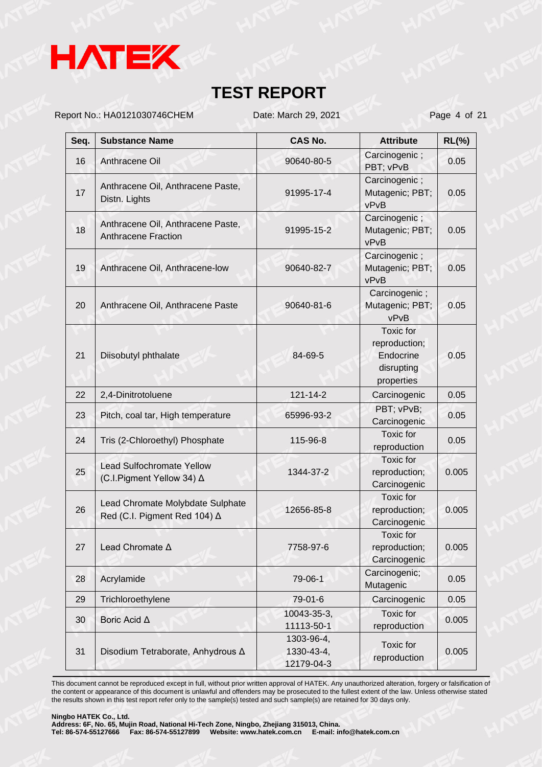| Seq. | Substance Name | CAS No. | Attribute | RL(%) |
|---|---|---|---|---|
| 16 | Anthracene Oil | 90640-80-5 | Carcinogenic ; PBT; vPvB | 0.05 |
| 17 | Anthracene Oil, Anthracene Paste, Distn. Lights | 91995-17-4 | Carcinogenic ; Mutagenic; PBT; vPvB | 0.05 |
| 18 | Anthracene Oil, Anthracene Paste, Anthracene Fraction | 91995-15-2 | Carcinogenic ; Mutagenic; PBT; vPvB | 0.05 |
| 19 | Anthracene Oil, Anthracene-low | 90640-82-7 | Carcinogenic ; Mutagenic; PBT; vPvB | 0.05 |
| 20 | Anthracene Oil, Anthracene Paste | 90640-81-6 | Carcinogenic ; Mutagenic; PBT; vPvB | 0.05 |
| 21 | Diisobutyl phthalate | 84-69-5 | Toxic for reproduction; Endocrine disrupting properties | 0.05 |
| 22 | 2,4-Dinitrotoluene | 121-14-2 | Carcinogenic | 0.05 |
| 23 | Pitch, coal tar, High temperature | 65996-93-2 | PBT; vPvB; Carcinogenic | 0.05 |
| 24 | Tris (2-Chloroethyl) Phosphate | 115-96-8 | Toxic for reproduction | 0.05 |
| 25 | Lead Sulfochromate Yellow (C.I.Pigment Yellow 34) Δ | 1344-37-2 | Toxic for reproduction; Carcinogenic | 0.005 |
| 26 | Lead Chromate Molybdate Sulphate Red (C.I. Pigment Red 104) Δ | 12656-85-8 | Toxic for reproduction; Carcinogenic | 0.005 |
| 27 | Lead Chromate Δ | 7758-97-6 | Toxic for reproduction; Carcinogenic | 0.005 |
| 28 | Acrylamide | 79-06-1 | Carcinogenic; Mutagenic | 0.05 |
| 29 | Trichloroethylene | 79-01-6 | Carcinogenic | 0.05 |
| 30 | Boric Acid Δ | 10043-35-3, 11113-50-1 | Toxic for reproduction | 0.005 |
| 31 | Disodium Tetraborate, Anhydrous Δ | 1303-96-4, 1330-43-4, 12179-04-3 | Toxic for reproduction | 0.005 |

This document cannot be reproduced except in full, without prior written approval of HATEK. Any unauthorized alteration, forgery or falsification of the content or appearance of this document is unlawful and offenders may be prosecuted to the fullest extent of the law. Unless otherwise stated the results shown in this test report refer only to the sample(s) tested and such sample(s) are retained for 30 days only.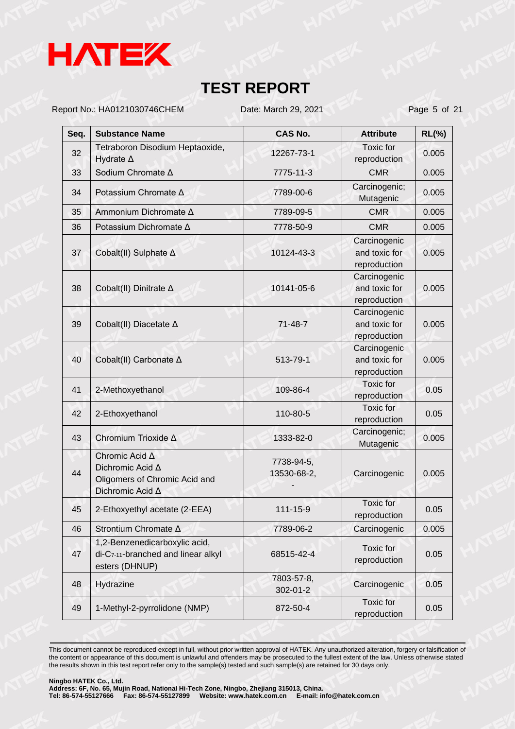# TEST REPORT

Report No.: HA0121030746CHEM    Date: March 29, 2021

| Seq. | Substance Name | CAS No. | Attribute | RL(%) |
|---|---|---|---|---|
| 32 | Tetraboron Disodium Heptaoxide, Hydrate Δ | 12267-73-1 | Toxic for reproduction | 0.005 |
| 33 | Sodium Chromate Δ | 7775-11-3 | CMR | 0.005 |
| 34 | Potassium Chromate Δ | 7789-00-6 | Carcinogenic; Mutagenic | 0.005 |
| 35 | Ammonium Dichromate Δ | 7789-09-5 | CMR | 0.005 |
| 36 | Potassium Dichromate Δ | 7778-50-9 | CMR | 0.005 |
| 37 | Cobalt(II) Sulphate Δ | 10124-43-3 | Carcinogenic and toxic for reproduction | 0.005 |
| 38 | Cobalt(II) Dinitrate Δ | 10141-05-6 | Carcinogenic and toxic for reproduction | 0.005 |
| 39 | Cobalt(II) Diacetate Δ | 71-48-7 | Carcinogenic and toxic for reproduction | 0.005 |
| 40 | Cobalt(II) Carbonate Δ | 513-79-1 | Carcinogenic and toxic for reproduction | 0.005 |
| 41 | 2-Methoxyethanol | 109-86-4 | Toxic for reproduction | 0.05 |
| 42 | 2-Ethoxyethanol | 110-80-5 | Toxic for reproduction | 0.05 |
| 43 | Chromium Trioxide Δ | 1333-82-0 | Carcinogenic; Mutagenic | 0.005 |
| 44 | Chromic Acid Δ<br>Dichromic Acid Δ<br>Oligomers of Chromic Acid and Dichromic Acid Δ | 7738-94-5,<br>13530-68-2,<br>- | Carcinogenic | 0.005 |
| 45 | 2-Ethoxyethyl acetate (2-EEA) | 111-15-9 | Toxic for reproduction | 0.05 |
| 46 | Strontium Chromate Δ | 7789-06-2 | Carcinogenic | 0.005 |
| 47 | 1,2-Benzenedicarboxylic acid, di-$C_{7-11}$-branched and linear alkyl esters (DHNUP) | 68515-42-4 | Toxic for reproduction | 0.05 |
| 48 | Hydrazine | 7803-57-8,<br>302-01-2 | Carcinogenic | 0.05 |
| 49 | 1-Methyl-2-pyrrolidone (NMP) | 872-50-4 | Toxic for reproduction | 0.05 |

This document cannot be reproduced except in full, without prior written approval of HATEK. Any unauthorized alteration, forgery or falsification of the content or appearance of this document is unlawful and offenders may be prosecuted to the fullest extent of the law. Unless otherwise stated the results shown in this test report refer only to the sample(s) tested and such sample(s) are retained for 30 days only.

**Ningbo HATEK Co., Ltd.**
**Address: 6F, No. 65, Mujin Road, National Hi-Tech Zone, Ningbo, Zhejiang 315013, China.**
**Tel: 86-574-55127666  Fax: 86-574-55127899  Website: www.hatek.com.cn  E-mail: info@hatek.com.cn**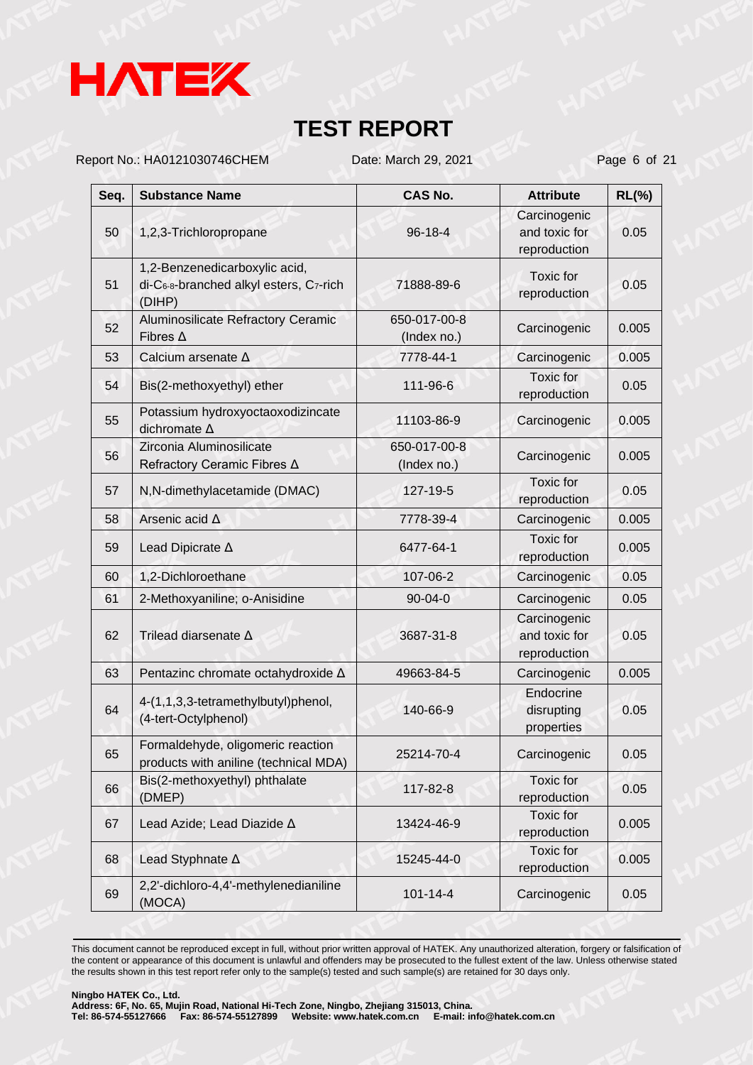# TEST REPORT

Report No.: HA0121030746CHEM Date: March 29, 2021

| Seq. | Substance Name | CAS No. | Attribute | RL(%) |
|---|---|---|---|---|
| 50 | 1,2,3-Trichloropropane | 96-18-4 | Carcinogenic and toxic for reproduction | 0.05 |
| 51 | 1,2-Benzenedicarboxylic acid, di-$C_{6-8}$-branched alkyl esters, $C_7$-rich (DIHP) | 71888-89-6 | Toxic for reproduction | 0.05 |
| 52 | Aluminosilicate Refractory Ceramic Fibres Δ | 650-017-00-8 (Index no.) | Carcinogenic | 0.005 |
| 53 | Calcium arsenate Δ | 7778-44-1 | Carcinogenic | 0.005 |
| 54 | Bis(2-methoxyethyl) ether | 111-96-6 | Toxic for reproduction | 0.05 |
| 55 | Potassium hydroxyoctaoxodizincate dichromate Δ | 11103-86-9 | Carcinogenic | 0.005 |
| 56 | Zirconia Aluminosilicate Refractory Ceramic Fibres Δ | 650-017-00-8 (Index no.) | Carcinogenic | 0.005 |
| 57 | N,N-dimethylacetamide (DMAC) | 127-19-5 | Toxic for reproduction | 0.05 |
| 58 | Arsenic acid Δ | 7778-39-4 | Carcinogenic | 0.005 |
| 59 | Lead Dipicrate Δ | 6477-64-1 | Toxic for reproduction | 0.005 |
| 60 | 1,2-Dichloroethane | 107-06-2 | Carcinogenic | 0.05 |
| 61 | 2-Methoxyaniline; o-Anisidine | 90-04-0 | Carcinogenic | 0.05 |
| 62 | Trilead diarsenate Δ | 3687-31-8 | Carcinogenic and toxic for reproduction | 0.05 |
| 63 | Pentazinc chromate octahydroxide Δ | 49663-84-5 | Carcinogenic | 0.005 |
| 64 | 4-(1,1,3,3-tetramethylbutyl)phenol, (4-tert-Octylphenol) | 140-66-9 | Endocrine disrupting properties | 0.05 |
| 65 | Formaldehyde, oligomeric reaction products with aniline (technical MDA) | 25214-70-4 | Carcinogenic | 0.05 |
| 66 | Bis(2-methoxyethyl) phthalate (DMEP) | 117-82-8 | Toxic for reproduction | 0.05 |
| 67 | Lead Azide; Lead Diazide Δ | 13424-46-9 | Toxic for reproduction | 0.005 |
| 68 | Lead Styphnate Δ | 15245-44-0 | Toxic for reproduction | 0.005 |
| 69 | 2,2'-dichloro-4,4'-methylenedianiline (MOCA) | 101-14-4 | Carcinogenic | 0.05 |

This document cannot be reproduced except in full, without prior written approval of HATEK. Any unauthorized alteration, forgery or falsification of the content or appearance of this document is unlawful and offenders may be prosecuted to the fullest extent of the law. Unless otherwise stated the results shown in this test report refer only to the sample(s) tested and such sample(s) are retained for 30 days only.

**Ningbo HATEK Co., Ltd.**
**Address: 6F, No. 65, Mujin Road, National Hi-Tech Zone, Ningbo, Zhejiang 315013, China.**
**Tel: 86-574-55127666 Fax: 86-574-55127899 Website: www.hatek.com.cn E-mail: info@hatek.com.cn**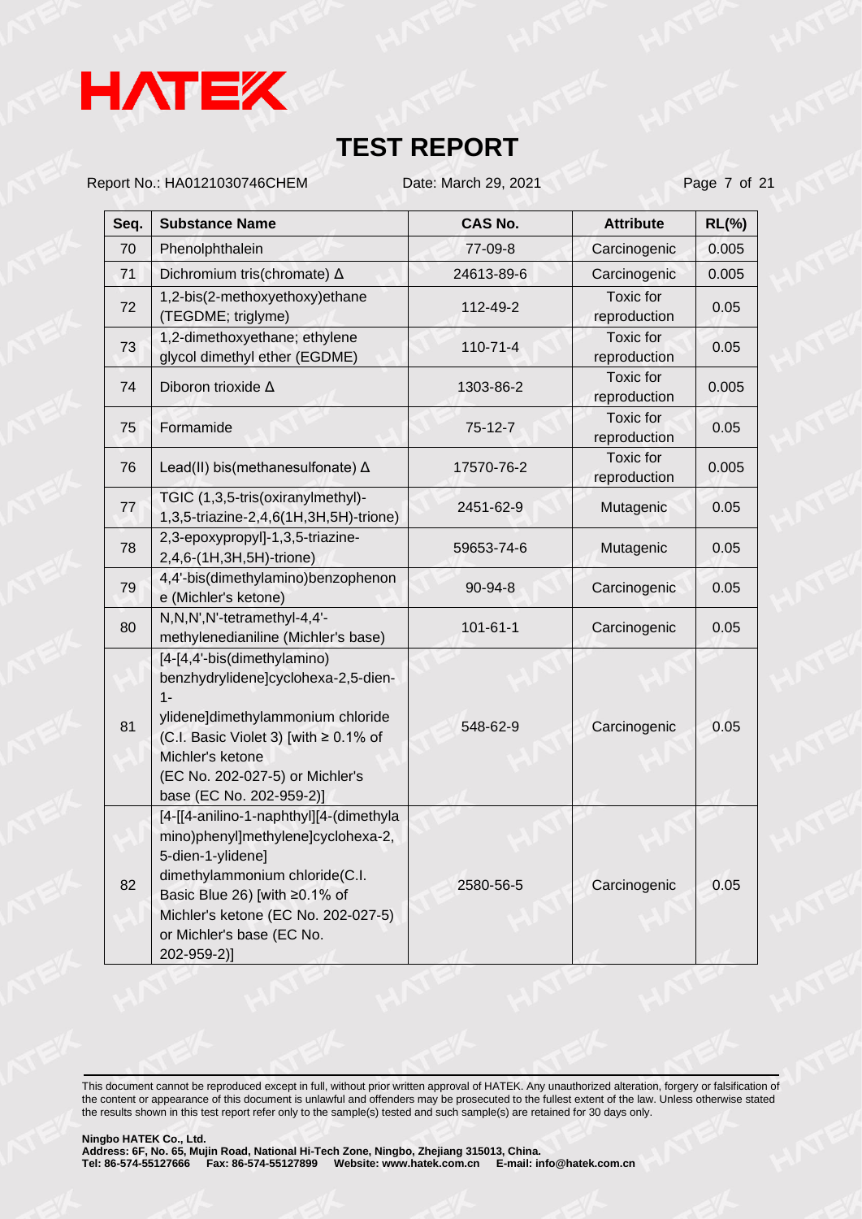# TEST REPORT

Report No.: HA0121030746CHEM Date: March 29, 2021

| Seq. | Substance Name | CAS No. | Attribute | RL(%) |
|---|---|---|---|---|
| 70 | Phenolphthalein | 77-09-8 | Carcinogenic | 0.005 |
| 71 | Dichromium tris(chromate) Δ | 24613-89-6 | Carcinogenic | 0.005 |
| 72 | 1,2-bis(2-methoxyethoxy)ethane (TEGDME; triglyme) | 112-49-2 | Toxic for reproduction | 0.05 |
| 73 | 1,2-dimethoxyethane; ethylene glycol dimethyl ether (EGDME) | 110-71-4 | Toxic for reproduction | 0.05 |
| 74 | Diboron trioxide Δ | 1303-86-2 | Toxic for reproduction | 0.005 |
| 75 | Formamide | 75-12-7 | Toxic for reproduction | 0.05 |
| 76 | Lead(II) bis(methanesulfonate) Δ | 17570-76-2 | Toxic for reproduction | 0.005 |
| 77 | TGIC (1,3,5-tris(oxiranylmethyl)-1,3,5-triazine-2,4,6(1H,3H,5H)-trione) | 2451-62-9 | Mutagenic | 0.05 |
| 78 | 2,3-epoxypropyl]-1,3,5-triazine-2,4,6-(1H,3H,5H)-trione) | 59653-74-6 | Mutagenic | 0.05 |
| 79 | 4,4'-bis(dimethylamino)benzophenone (Michler's ketone) | 90-94-8 | Carcinogenic | 0.05 |
| 80 | N,N,N',N'-tetramethyl-4,4'-methylenedianiline (Michler's base) | 101-61-1 | Carcinogenic | 0.05 |
| 81 | [4-[4,4'-bis(dimethylamino) benzhydrylidene]cyclohexa-2,5-dien-1-ylidene]dimethylammonium chloride (C.I. Basic Violet 3) [with ≥ 0.1% of Michler's ketone (EC No. 202-027-5) or Michler's base (EC No. 202-959-2)] | 548-62-9 | Carcinogenic | 0.05 |
| 82 | [4-[[4-anilino-1-naphthyl][4-(dimethylamino)phenyl]methylene]cyclohexa-2,5-dien-1-ylidene] dimethylammonium chloride(C.I. Basic Blue 26) [with ≥0.1% of Michler's ketone (EC No. 202-027-5) or Michler's base (EC No. 202-959-2)] | 2580-56-5 | Carcinogenic | 0.05 |

This document cannot be reproduced except in full, without prior written approval of HATEK. Any unauthorized alteration, forgery or falsification of the content or appearance of this document is unlawful and offenders may be prosecuted to the fullest extent of the law. Unless otherwise stated the results shown in this test report refer only to the sample(s) tested and such sample(s) are retained for 30 days only.

**Ningbo HATEK Co., Ltd.**
**Address: 6F, No. 65, Mujin Road, National Hi-Tech Zone, Ningbo, Zhejiang 315013, China.**
**Tel: 86-574-55127666 Fax: 86-574-55127899 Website: www.hatek.com.cn E-mail: info@hatek.com.cn**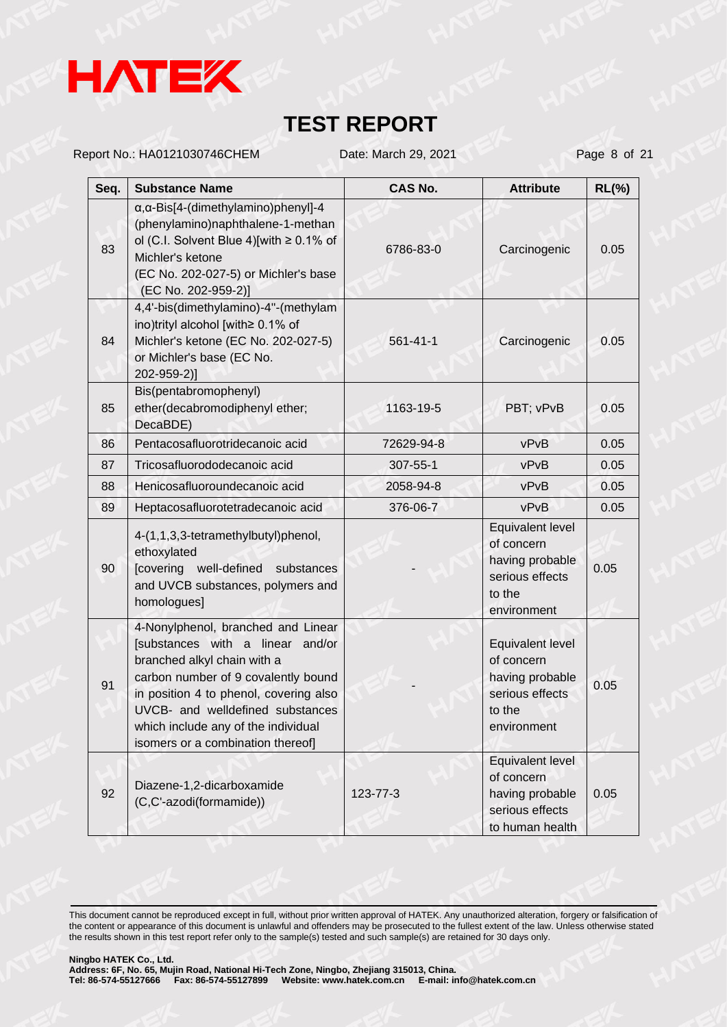# TEST REPORT

Report No.: HA0121030746CHEM Date: March 29, 2021

| Seq. | Substance Name | CAS No. | Attribute | RL(%) |
|---|---|---|---|---|
| 83 | α,α-Bis[4-(dimethylamino)phenyl]-4 (phenylamino)naphthalene-1-methanol (C.I. Solvent Blue 4)[with ≥ 0.1% of Michler's ketone (EC No. 202-027-5) or Michler's base (EC No. 202-959-2)] | 6786-83-0 | Carcinogenic | 0.05 |
| 84 | 4,4'-bis(dimethylamino)-4''-(methylamino)trityl alcohol [with≥ 0.1% of Michler's ketone (EC No. 202-027-5) or Michler's base (EC No. 202-959-2)] | 561-41-1 | Carcinogenic | 0.05 |
| 85 | Bis(pentabromophenyl) ether(decabromodiphenyl ether; DecaBDE) | 1163-19-5 | PBT; vPvB | 0.05 |
| 86 | Pentacosafluorotridecanoic acid | 72629-94-8 | vPvB | 0.05 |
| 87 | Tricosafluorododecanoic acid | 307-55-1 | vPvB | 0.05 |
| 88 | Henicosafluoroundecanoic acid | 2058-94-8 | vPvB | 0.05 |
| 89 | Heptacosafluorotetradecanoic acid | 376-06-7 | vPvB | 0.05 |
| 90 | 4-(1,1,3,3-tetramethylbutyl)phenol, ethoxylated [covering well-defined substances and UVCB substances, polymers and homologues] | - | Equivalent level of concern having probable serious effects to the environment | 0.05 |
| 91 | 4-Nonylphenol, branched and Linear [substances with a linear and/or branched alkyl chain with a carbon number of 9 covalently bound in position 4 to phenol, covering also UVCB- and welldefined substances which include any of the individual isomers or a combination thereof] | - | Equivalent level of concern having probable serious effects to the environment | 0.05 |
| 92 | Diazene-1,2-dicarboxamide (C,C'-azodi(formamide)) | 123-77-3 | Equivalent level of concern having probable serious effects to human health | 0.05 |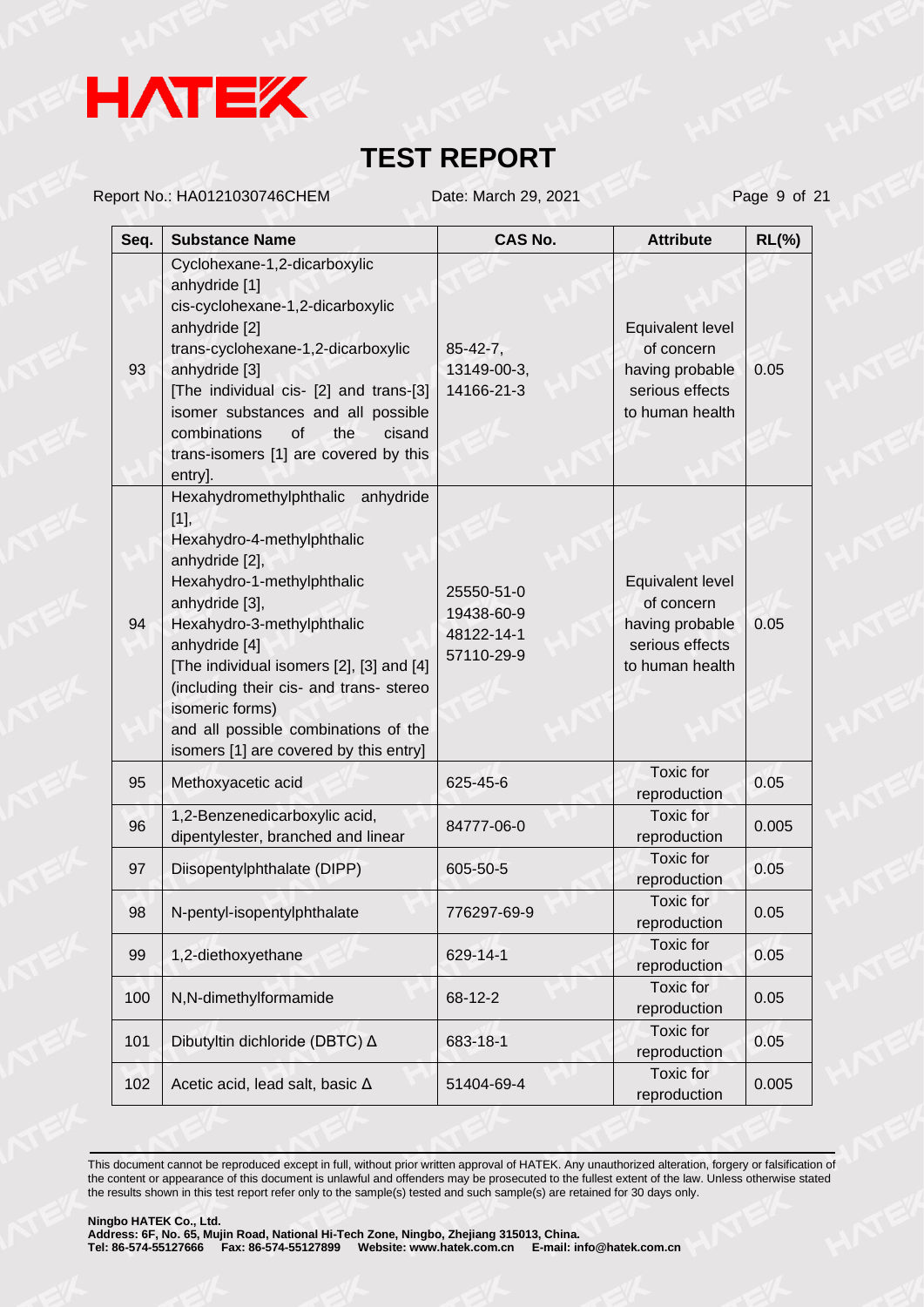# TEST REPORT

Report No.: HA0121030746CHEM Date: March 29, 2021

| Seq. | Substance Name | CAS No. | Attribute | RL(%) |
|---|---|---|---|---|
| 93 | Cyclohexane-1,2-dicarboxylic anhydride [1] cis-cyclohexane-1,2-dicarboxylic anhydride [2] trans-cyclohexane-1,2-dicarboxylic anhydride [3] [The individual cis- [2] and trans-[3] isomer substances and all possible combinations of the cisand trans-isomers [1] are covered by this entry]. | 85-42-7, 13149-00-3, 14166-21-3 | Equivalent level of concern having probable serious effects to human health | 0.05 |
| 94 | Hexahydromethylphthalic anhydride [1], Hexahydro-4-methylphthalic anhydride [2], Hexahydro-1-methylphthalic anhydride [3], Hexahydro-3-methylphthalic anhydride [4] [The individual isomers [2], [3] and [4] (including their cis- and trans- stereo isomeric forms) and all possible combinations of the isomers [1] are covered by this entry] | 25550-51-0 19438-60-9 48122-14-1 57110-29-9 | Equivalent level of concern having probable serious effects to human health | 0.05 |
| 95 | Methoxyacetic acid | 625-45-6 | Toxic for reproduction | 0.05 |
| 96 | 1,2-Benzenedicarboxylic acid, dipentylester, branched and linear | 84777-06-0 | Toxic for reproduction | 0.005 |
| 97 | Diisopentylphthalate (DIPP) | 605-50-5 | Toxic for reproduction | 0.05 |
| 98 | N-pentyl-isopentylphthalate | 776297-69-9 | Toxic for reproduction | 0.05 |
| 99 | 1,2-diethoxyethane | 629-14-1 | Toxic for reproduction | 0.05 |
| 100 | N,N-dimethylformamide | 68-12-2 | Toxic for reproduction | 0.05 |
| 101 | Dibutyltin dichloride (DBTC) Δ | 683-18-1 | Toxic for reproduction | 0.05 |
| 102 | Acetic acid, lead salt, basic Δ | 51404-69-4 | Toxic for reproduction | 0.005 |

This document cannot be reproduced except in full, without prior written approval of HATEK. Any unauthorized alteration, forgery or falsification of the content or appearance of this document is unlawful and offenders may be prosecuted to the fullest extent of the law. Unless otherwise stated the results shown in this test report refer only to the sample(s) tested and such sample(s) are retained for 30 days only.

**Ningbo HATEK Co., Ltd.**
**Address: 6F, No. 65, Mujin Road, National Hi-Tech Zone, Ningbo, Zhejiang 315013, China.**
**Tel: 86-574-55127666 Fax: 86-574-55127899 Website: www.hatek.com.cn E-mail: info@hatek.com.cn**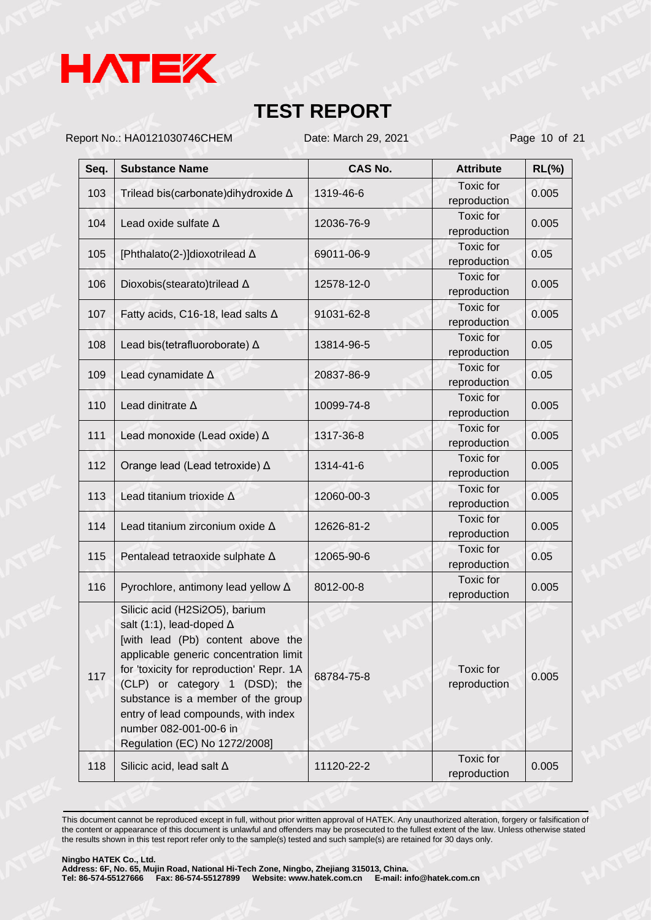# TEST REPORT

Report No.: HA0121030746CHEM Date: March 29, 2021

| Seq. | Substance Name | CAS No. | Attribute | RL(%) |
|---|---|---|---|---|
| 103 | Trilead bis(carbonate)dihydroxide Δ | 1319-46-6 | Toxic for reproduction | 0.005 |
| 104 | Lead oxide sulfate Δ | 12036-76-9 | Toxic for reproduction | 0.005 |
| 105 | [Phthalato(2-)]dioxotrilead Δ | 69011-06-9 | Toxic for reproduction | 0.05 |
| 106 | Dioxobis(stearato)trilead Δ | 12578-12-0 | Toxic for reproduction | 0.005 |
| 107 | Fatty acids, C16-18, lead salts Δ | 91031-62-8 | Toxic for reproduction | 0.005 |
| 108 | Lead bis(tetrafluoroborate) Δ | 13814-96-5 | Toxic for reproduction | 0.05 |
| 109 | Lead cynamidate Δ | 20837-86-9 | Toxic for reproduction | 0.05 |
| 110 | Lead dinitrate Δ | 10099-74-8 | Toxic for reproduction | 0.005 |
| 111 | Lead monoxide (Lead oxide) Δ | 1317-36-8 | Toxic for reproduction | 0.005 |
| 112 | Orange lead (Lead tetroxide) Δ | 1314-41-6 | Toxic for reproduction | 0.005 |
| 113 | Lead titanium trioxide Δ | 12060-00-3 | Toxic for reproduction | 0.005 |
| 114 | Lead titanium zirconium oxide Δ | 12626-81-2 | Toxic for reproduction | 0.005 |
| 115 | Pentalead tetraoxide sulphate Δ | 12065-90-6 | Toxic for reproduction | 0.05 |
| 116 | Pyrochlore, antimony lead yellow Δ | 8012-00-8 | Toxic for reproduction | 0.005 |
| 117 | Silicic acid (H2Si2O5), barium salt (1:1), lead-doped Δ [with lead (Pb) content above the applicable generic concentration limit for 'toxicity for reproduction' Repr. 1A (CLP) or category 1 (DSD); the substance is a member of the group entry of lead compounds, with index number 082-001-00-6 in Regulation (EC) No 1272/2008] | 68784-75-8 | Toxic for reproduction | 0.005 |
| 118 | Silicic acid, lead salt Δ | 11120-22-2 | Toxic for reproduction | 0.005 |

This document cannot be reproduced except in full, without prior written approval of HATEK. Any unauthorized alteration, forgery or falsification of the content or appearance of this document is unlawful and offenders may be prosecuted to the fullest extent of the law. Unless otherwise stated the results shown in this test report refer only to the sample(s) tested and such sample(s) are retained for 30 days only.

**Ningbo HATEK Co., Ltd.**
**Address: 6F, No. 65, Mujin Road, National Hi-Tech Zone, Ningbo, Zhejiang 315013, China.**
**Tel: 86-574-55127666 Fax: 86-574-55127899 Website: www.hatek.com.cn E-mail: info@hatek.com.cn**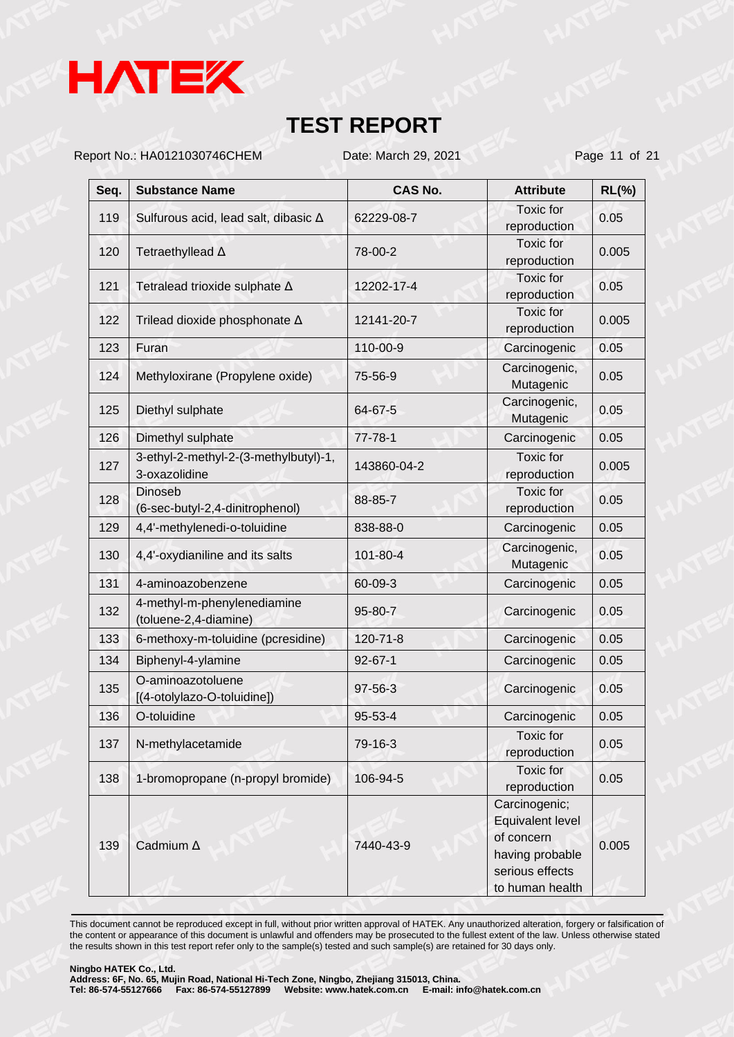| Seq. | Substance Name | CAS No. | Attribute | RL(%) |
|---|---|---|---|---|
| 119 | Sulfurous acid, lead salt, dibasic Δ | 62229-08-7 | Toxic for reproduction | 0.05 |
| 120 | Tetraethyllead Δ | 78-00-2 | Toxic for reproduction | 0.005 |
| 121 | Tetralead trioxide sulphate Δ | 12202-17-4 | Toxic for reproduction | 0.05 |
| 122 | Trilead dioxide phosphonate Δ | 12141-20-7 | Toxic for reproduction | 0.005 |
| 123 | Furan | 110-00-9 | Carcinogenic | 0.05 |
| 124 | Methyloxirane (Propylene oxide) | 75-56-9 | Carcinogenic, Mutagenic | 0.05 |
| 125 | Diethyl sulphate | 64-67-5 | Carcinogenic, Mutagenic | 0.05 |
| 126 | Dimethyl sulphate | 77-78-1 | Carcinogenic | 0.05 |
| 127 | 3-ethyl-2-methyl-2-(3-methylbutyl)-1, 3-oxazolidine | 143860-04-2 | Toxic for reproduction | 0.005 |
| 128 | Dinoseb (6-sec-butyl-2,4-dinitrophenol) | 88-85-7 | Toxic for reproduction | 0.05 |
| 129 | 4,4'-methylenedi-o-toluidine | 838-88-0 | Carcinogenic | 0.05 |
| 130 | 4,4'-oxydianiline and its salts | 101-80-4 | Carcinogenic, Mutagenic | 0.05 |
| 131 | 4-aminoazobenzene | 60-09-3 | Carcinogenic | 0.05 |
| 132 | 4-methyl-m-phenylenediamine (toluene-2,4-diamine) | 95-80-7 | Carcinogenic | 0.05 |
| 133 | 6-methoxy-m-toluidine (pcresidine) | 120-71-8 | Carcinogenic | 0.05 |
| 134 | Biphenyl-4-ylamine | 92-67-1 | Carcinogenic | 0.05 |
| 135 | O-aminoazotoluene [(4-otolylazo-O-toluidine]) | 97-56-3 | Carcinogenic | 0.05 |
| 136 | O-toluidine | 95-53-4 | Carcinogenic | 0.05 |
| 137 | N-methylacetamide | 79-16-3 | Toxic for reproduction | 0.05 |
| 138 | 1-bromopropane (n-propyl bromide) | 106-94-5 | Toxic for reproduction | 0.05 |
| 139 | Cadmium Δ | 7440-43-9 | Carcinogenic; Equivalent level of concern having probable serious effects to human health | 0.005 |

This document cannot be reproduced except in full, without prior written approval of HATEK. Any unauthorized alteration, forgery or falsification of the content or appearance of this document is unlawful and offenders may be prosecuted to the fullest extent of the law. Unless otherwise stated the results shown in this test report refer only to the sample(s) tested and such sample(s) are retained for 30 days only.

**Ningbo HATEK Co., Ltd.**
**Address: 6F, No. 65, Mujin Road, National Hi-Tech Zone, Ningbo, Zhejiang 315013, China.**
**Tel: 86-574-55127666 Fax: 86-574-55127899 Website: www.hatek.com.cn E-mail: info@hatek.com.cn**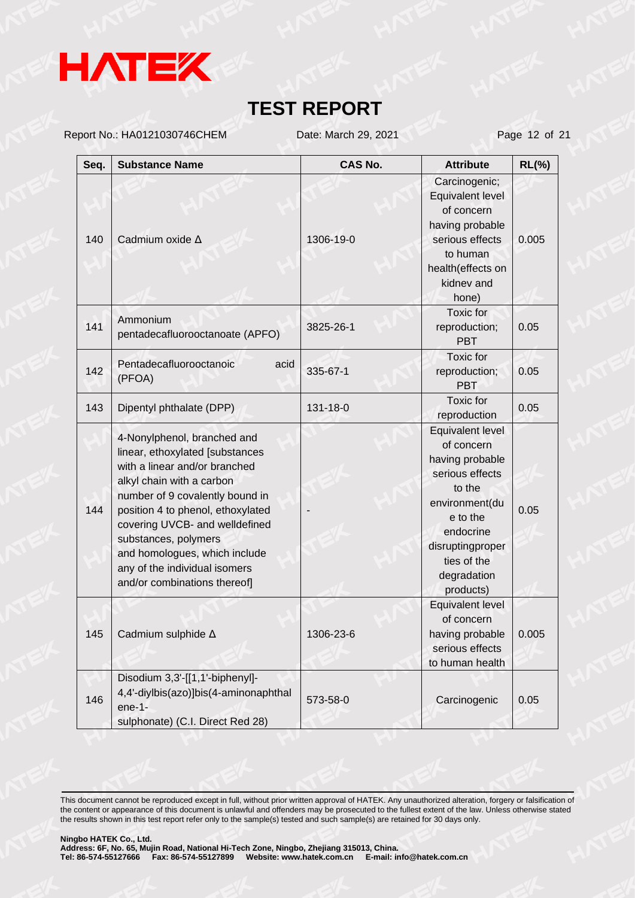# TEST REPORT

Report No.: HA0121030746CHEM    Date: March 29, 2021

| Seq. | Substance Name | CAS No. | Attribute | RL(%) |
|---|---|---|---|---|
| 140 | Cadmium oxide Δ | 1306-19-0 | Carcinogenic; Equivalent level of concern having probable serious effects to human health(effects on kidnev and hone) | 0.005 |
| 141 | Ammonium pentadecafluorooctanoate (APFO) | 3825-26-1 | Toxic for reproduction; PBT | 0.05 |
| 142 | Pentadecafluorooctanoic acid (PFOA) | 335-67-1 | Toxic for reproduction; PBT | 0.05 |
| 143 | Dipentyl phthalate (DPP) | 131-18-0 | Toxic for reproduction | 0.05 |
| 144 | 4-Nonylphenol, branched and linear, ethoxylated [substances with a linear and/or branched alkyl chain with a carbon number of 9 covalently bound in position 4 to phenol, ethoxylated covering UVCB- and welldefined substances, polymers and homologues, which include any of the individual isomers and/or combinations thereof] | - | Equivalent level of concern having probable serious effects to the environment(due to the endocrine disruptingproperties of the degradation products) | 0.05 |
| 145 | Cadmium sulphide Δ | 1306-23-6 | Equivalent level of concern having probable serious effects to human health | 0.005 |
| 146 | Disodium 3,3'-[[1,1'-biphenyl]-4,4'-diylbis(azo)]bis(4-aminonaphthalene-1-sulphonate) (C.I. Direct Red 28) | 573-58-0 | Carcinogenic | 0.05 |

This document cannot be reproduced except in full, without prior written approval of HATEK. Any unauthorized alteration, forgery or falsification of the content or appearance of this document is unlawful and offenders may be prosecuted to the fullest extent of the law. Unless otherwise stated the results shown in this test report refer only to the sample(s) tested and such sample(s) are retained for 30 days only.

**Ningbo HATEK Co., Ltd.**
**Address: 6F, No. 65, Mujin Road, National Hi-Tech Zone, Ningbo, Zhejiang 315013, China.**
**Tel: 86-574-55127666 Fax: 86-574-55127899 Website: www.hatek.com.cn E-mail: info@hatek.com.cn**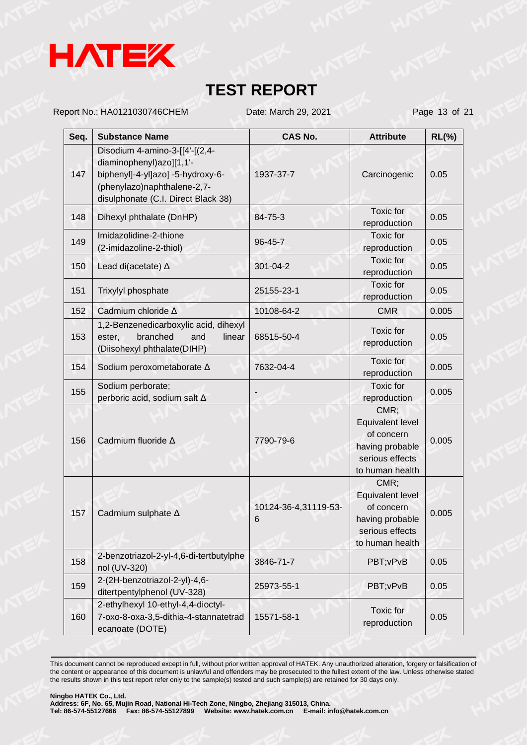# TEST REPORT

Report No.: HA0121030746CHEM Date: March 29, 2021

| Seq. | Substance Name | CAS No. | Attribute | RL(%) |
|---|---|---|---|---|
| 147 | Disodium 4-amino-3-[[4'-[(2,4-diaminophenyl)azo][1,1'-biphenyl]-4-yl]azo] -5-hydroxy-6-(phenylazo)naphthalene-2,7-disulphonate (C.I. Direct Black 38) | 1937-37-7 | Carcinogenic | 0.05 |
| 148 | Dihexyl phthalate (DnHP) | 84-75-3 | Toxic for reproduction | 0.05 |
| 149 | Imidazolidine-2-thione (2-imidazoline-2-thiol) | 96-45-7 | Toxic for reproduction | 0.05 |
| 150 | Lead di(acetate) Δ | 301-04-2 | Toxic for reproduction | 0.05 |
| 151 | Trixylyl phosphate | 25155-23-1 | Toxic for reproduction | 0.05 |
| 152 | Cadmium chloride Δ | 10108-64-2 | CMR | 0.005 |
| 153 | 1,2-Benzenedicarboxylic acid, dihexyl ester, branched and linear (Diisohexyl phthalate(DIHP) | 68515-50-4 | Toxic for reproduction | 0.05 |
| 154 | Sodium peroxometaborate Δ | 7632-04-4 | Toxic for reproduction | 0.005 |
| 155 | Sodium perborate; perboric acid, sodium salt Δ | - | Toxic for reproduction | 0.005 |
| 156 | Cadmium fluoride Δ | 7790-79-6 | CMR; Equivalent level of concern having probable serious effects to human health | 0.005 |
| 157 | Cadmium sulphate Δ | 10124-36-4,31119-53-6 | CMR; Equivalent level of concern having probable serious effects to human health | 0.005 |
| 158 | 2-benzotriazol-2-yl-4,6-di-tertbutylphenol (UV-320) | 3846-71-7 | PBT;vPvB | 0.05 |
| 159 | 2-(2H-benzotriazol-2-yl)-4,6-ditertpentylphenol (UV-328) | 25973-55-1 | PBT;vPvB | 0.05 |
| 160 | 2-ethylhexyl 10-ethyl-4,4-dioctyl-7-oxo-8-oxa-3,5-dithia-4-stannatetradecanoate (DOTE) | 15571-58-1 | Toxic for reproduction | 0.05 |

This document cannot be reproduced except in full, without prior written approval of HATEK. Any unauthorized alteration, forgery or falsification of the content or appearance of this document is unlawful and offenders may be prosecuted to the fullest extent of the law. Unless otherwise stated the results shown in this test report refer only to the sample(s) tested and such sample(s) are retained for 30 days only.

**Ningbo HATEK Co., Ltd.**
**Address: 6F, No. 65, Mujin Road, National Hi-Tech Zone, Ningbo, Zhejiang 315013, China.**
**Tel: 86-574-55127666 Fax: 86-574-55127899 Website: www.hatek.com.cn E-mail: info@hatek.com.cn**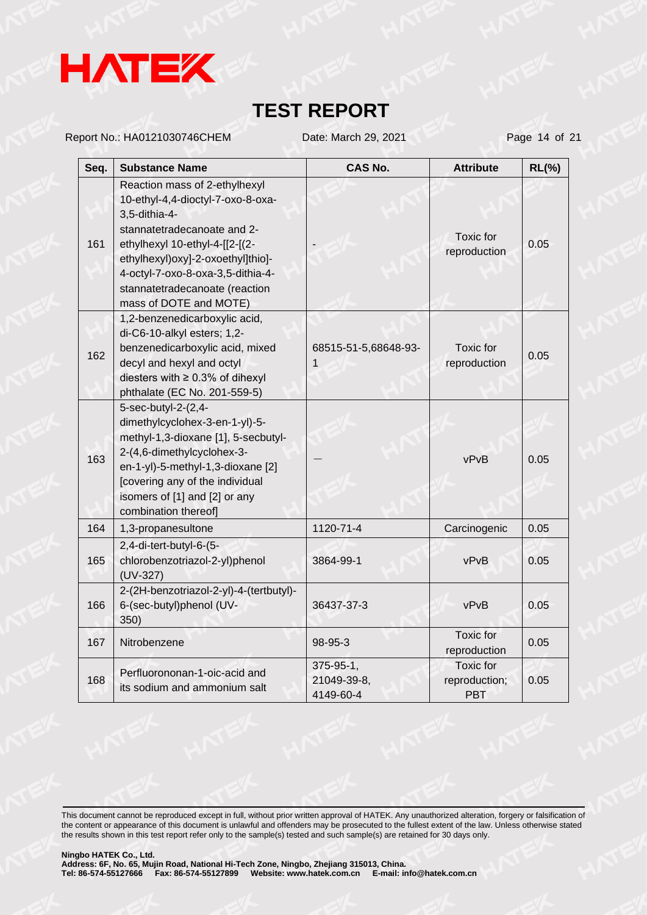# TEST REPORT

Report No.: HA0121030746CHEM    Date: March 29, 2021

| Seq. | Substance Name | CAS No. | Attribute | RL(%) |
|---|---|---|---|---|
| 161 | Reaction mass of 2-ethylhexyl 10-ethyl-4,4-dioctyl-7-oxo-8-oxa-3,5-dithia-4-stannatetradecanoate and 2-ethylhexyl 10-ethyl-4-[[2-[(2-ethylhexyl)oxy]-2-oxoethyl]thio]-4-octyl-7-oxo-8-oxa-3,5-dithia-4-stannatetradecanoate (reaction mass of DOTE and MOTE) | - | Toxic for reproduction | 0.05 |
| 162 | 1,2-benzenedicarboxylic acid, di-C6-10-alkyl esters; 1,2-benzenedicarboxylic acid, mixed decyl and hexyl and octyl diesters with ≥ 0.3% of dihexyl phthalate (EC No. 201-559-5) | 68515-51-5,68648-93-1 | Toxic for reproduction | 0.05 |
| 163 | 5-sec-butyl-2-(2,4-dimethylcyclohex-3-en-1-yl)-5-methyl-1,3-dioxane [1], 5-secbutyl-2-(4,6-dimethylcyclohex-3-en-1-yl)-5-methyl-1,3-dioxane [2] [covering any of the individual isomers of [1] and [2] or any combination thereof] | — | vPvB | 0.05 |
| 164 | 1,3-propanesultone | 1120-71-4 | Carcinogenic | 0.05 |
| 165 | 2,4-di-tert-butyl-6-(5-chlorobenzotriazol-2-yl)phenol (UV-327) | 3864-99-1 | vPvB | 0.05 |
| 166 | 2-(2H-benzotriazol-2-yl)-4-(tertbutyl)-6-(sec-butyl)phenol (UV-350) | 36437-37-3 | vPvB | 0.05 |
| 167 | Nitrobenzene | 98-95-3 | Toxic for reproduction | 0.05 |
| 168 | Perfluorononan-1-oic-acid and its sodium and ammonium salt | 375-95-1, 21049-39-8, 4149-60-4 | Toxic for reproduction; PBT | 0.05 |

This document cannot be reproduced except in full, without prior written approval of HATEK. Any unauthorized alteration, forgery or falsification of the content or appearance of this document is unlawful and offenders may be prosecuted to the fullest extent of the law. Unless otherwise stated the results shown in this test report refer only to the sample(s) tested and such sample(s) are retained for 30 days only.

**Ningbo HATEK Co., Ltd.**
**Address: 6F, No. 65, Mujin Road, National Hi-Tech Zone, Ningbo, Zhejiang 315013, China.**
**Tel: 86-574-55127666 Fax: 86-574-55127899 Website: www.hatek.com.cn E-mail: info@hatek.com.cn**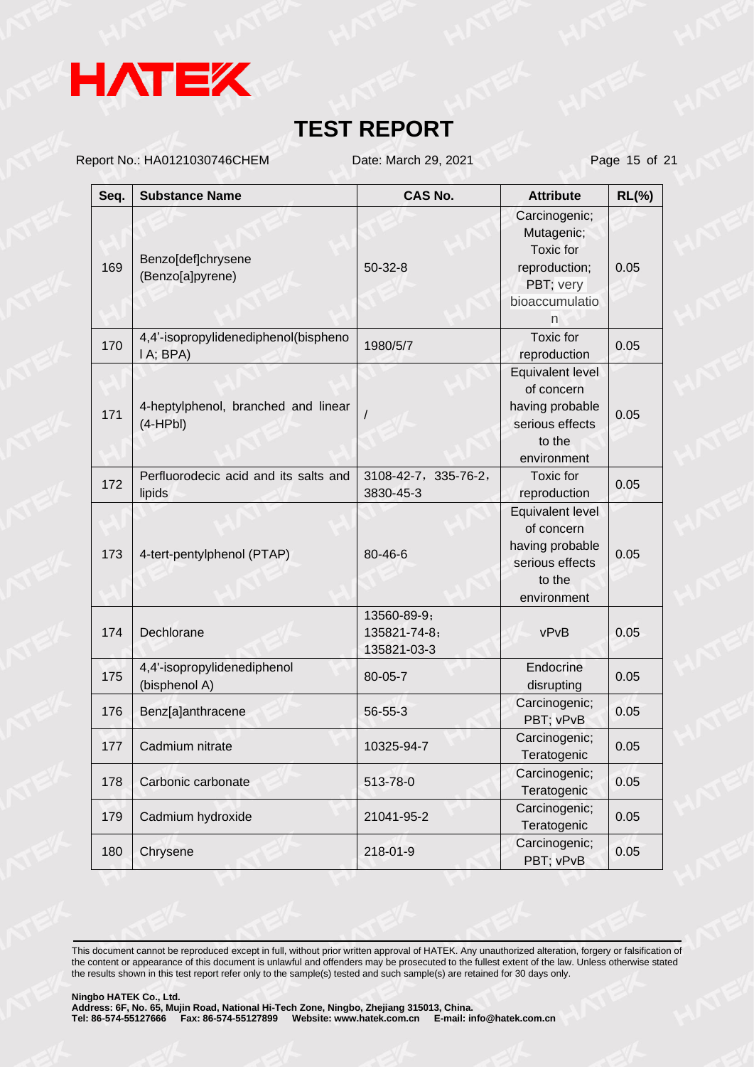# HATEK

## TEST REPORT

Report No.: HA0121030746CHEM Date: March 29, 2021

| Seq. | Substance Name | CAS No. | Attribute | RL(%) |
|---|---|---|---|---|
| 169 | Benzo[def]chrysene (Benzo[a]pyrene) | 50-32-8 | Carcinogenic; Mutagenic; Toxic for reproduction; PBT; very bioaccumulation | 0.05 |
| 170 | 4,4'-isopropylidenediphenol(bisphenol A; BPA) | 1980/5/7 | Toxic for reproduction | 0.05 |
| 171 | 4-heptylphenol, branched and linear (4-HPbl) | / | Equivalent level of concern having probable serious effects to the environment | 0.05 |
| 172 | Perfluorodecic acid and its salts and lipids | 3108-42-7，335-76-2，3830-45-3 | Toxic for reproduction | 0.05 |
| 173 | 4-tert-pentylphenol (PTAP) | 80-46-6 | Equivalent level of concern having probable serious effects to the environment | 0.05 |
| 174 | Dechlorane | 13560-89-9；135821-74-8；135821-03-3 | vPvB | 0.05 |
| 175 | 4,4'-isopropylidenediphenol (bisphenol A) | 80-05-7 | Endocrine disrupting | 0.05 |
| 176 | Benz[a]anthracene | 56-55-3 | Carcinogenic; PBT; vPvB | 0.05 |
| 177 | Cadmium nitrate | 10325-94-7 | Carcinogenic; Teratogenic | 0.05 |
| 178 | Carbonic carbonate | 513-78-0 | Carcinogenic; Teratogenic | 0.05 |
| 179 | Cadmium hydroxide | 21041-95-2 | Carcinogenic; Teratogenic | 0.05 |
| 180 | Chrysene | 218-01-9 | Carcinogenic; PBT; vPvB | 0.05 |

This document cannot be reproduced except in full, without prior written approval of HATEK. Any unauthorized alteration, forgery or falsification of the content or appearance of this document is unlawful and offenders may be prosecuted to the fullest extent of the law. Unless otherwise stated the results shown in this test report refer only to the sample(s) tested and such sample(s) are retained for 30 days only.

**Ningbo HATEK Co., Ltd.**
**Address: 6F, No. 65, Mujin Road, National Hi-Tech Zone, Ningbo, Zhejiang 315013, China.**
**Tel: 86-574-55127666 Fax: 86-574-55127899 Website: www.hatek.com.cn E-mail: info@hatek.com.cn**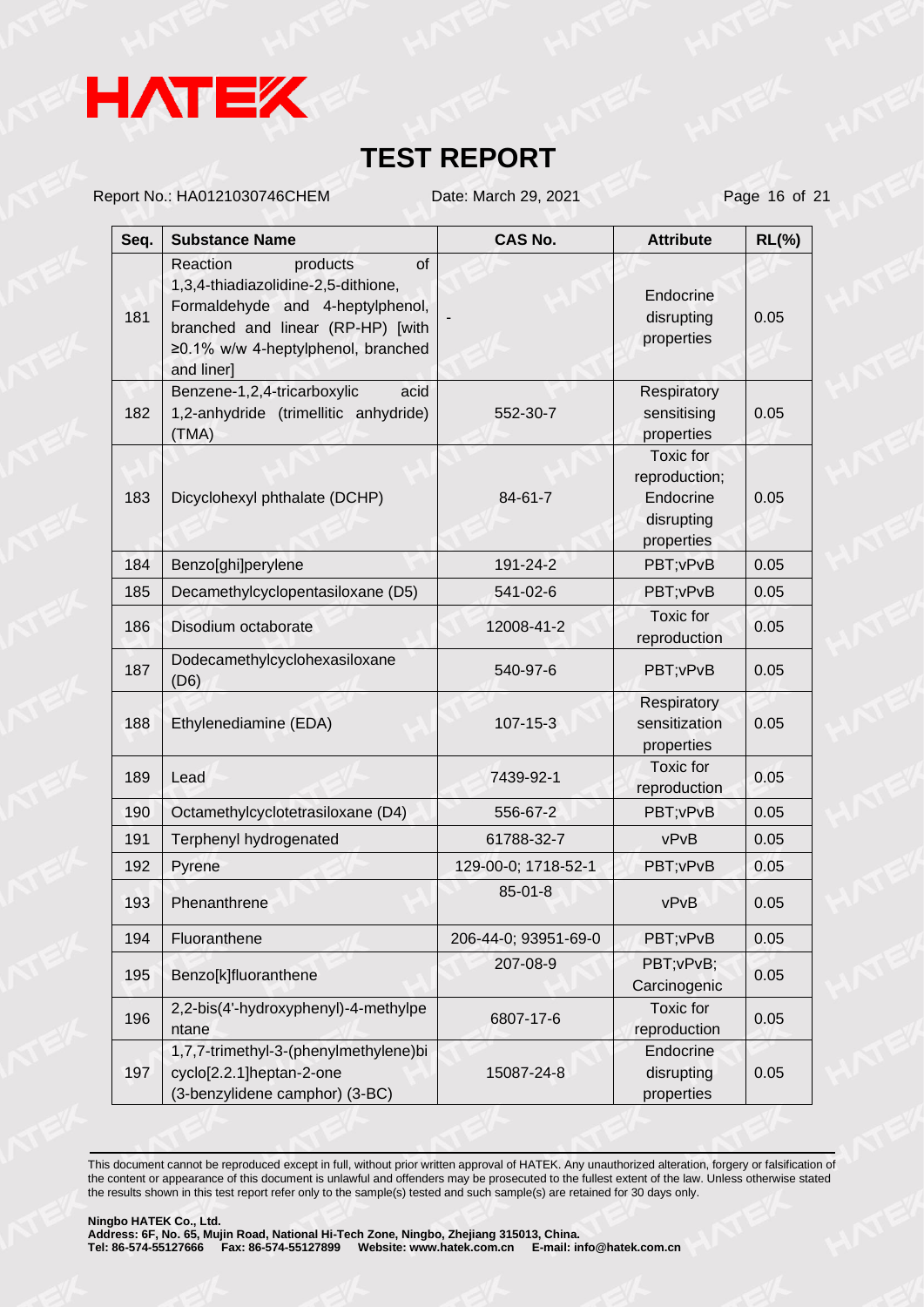| Seq. | Substance Name | CAS No. | Attribute | RL(%) |
|---|---|---|---|---|
| 181 | Reaction products of 1,3,4-thiadiazolidine-2,5-dithione, Formaldehyde and 4-heptylphenol, branched and linear (RP-HP) [with ≥0.1% w/w 4-heptylphenol, branched and liner] | - | Endocrine disrupting properties | 0.05 |
| 182 | Benzene-1,2,4-tricarboxylic acid 1,2-anhydride (trimellitic anhydride) (TMA) | 552-30-7 | Respiratory sensitising properties | 0.05 |
| 183 | Dicyclohexyl phthalate (DCHP) | 84-61-7 | Toxic for reproduction; Endocrine disrupting properties | 0.05 |
| 184 | Benzo[ghi]perylene | 191-24-2 | PBT;vPvB | 0.05 |
| 185 | Decamethylcyclopentasiloxane (D5) | 541-02-6 | PBT;vPvB | 0.05 |
| 186 | Disodium octaborate | 12008-41-2 | Toxic for reproduction | 0.05 |
| 187 | Dodecamethylcyclohexasiloxane (D6) | 540-97-6 | PBT;vPvB | 0.05 |
| 188 | Ethylenediamine (EDA) | 107-15-3 | Respiratory sensitization properties | 0.05 |
| 189 | Lead | 7439-92-1 | Toxic for reproduction | 0.05 |
| 190 | Octamethylcyclotetrasiloxane (D4) | 556-67-2 | PBT;vPvB | 0.05 |
| 191 | Terphenyl hydrogenated | 61788-32-7 | vPvB | 0.05 |
| 192 | Pyrene | 129-00-0; 1718-52-1 | PBT;vPvB | 0.05 |
| 193 | Phenanthrene | 85-01-8 | vPvB | 0.05 |
| 194 | Fluoranthene | 206-44-0; 93951-69-0 | PBT;vPvB | 0.05 |
| 195 | Benzo[k]fluoranthene | 207-08-9 | PBT;vPvB; Carcinogenic | 0.05 |
| 196 | 2,2-bis(4'-hydroxyphenyl)-4-methylpentane | 6807-17-6 | Toxic for reproduction | 0.05 |
| 197 | 1,7,7-trimethyl-3-(phenylmethylene)bicyclo[2.2.1]heptan-2-one (3-benzylidene camphor) (3-BC) | 15087-24-8 | Endocrine disrupting properties | 0.05 |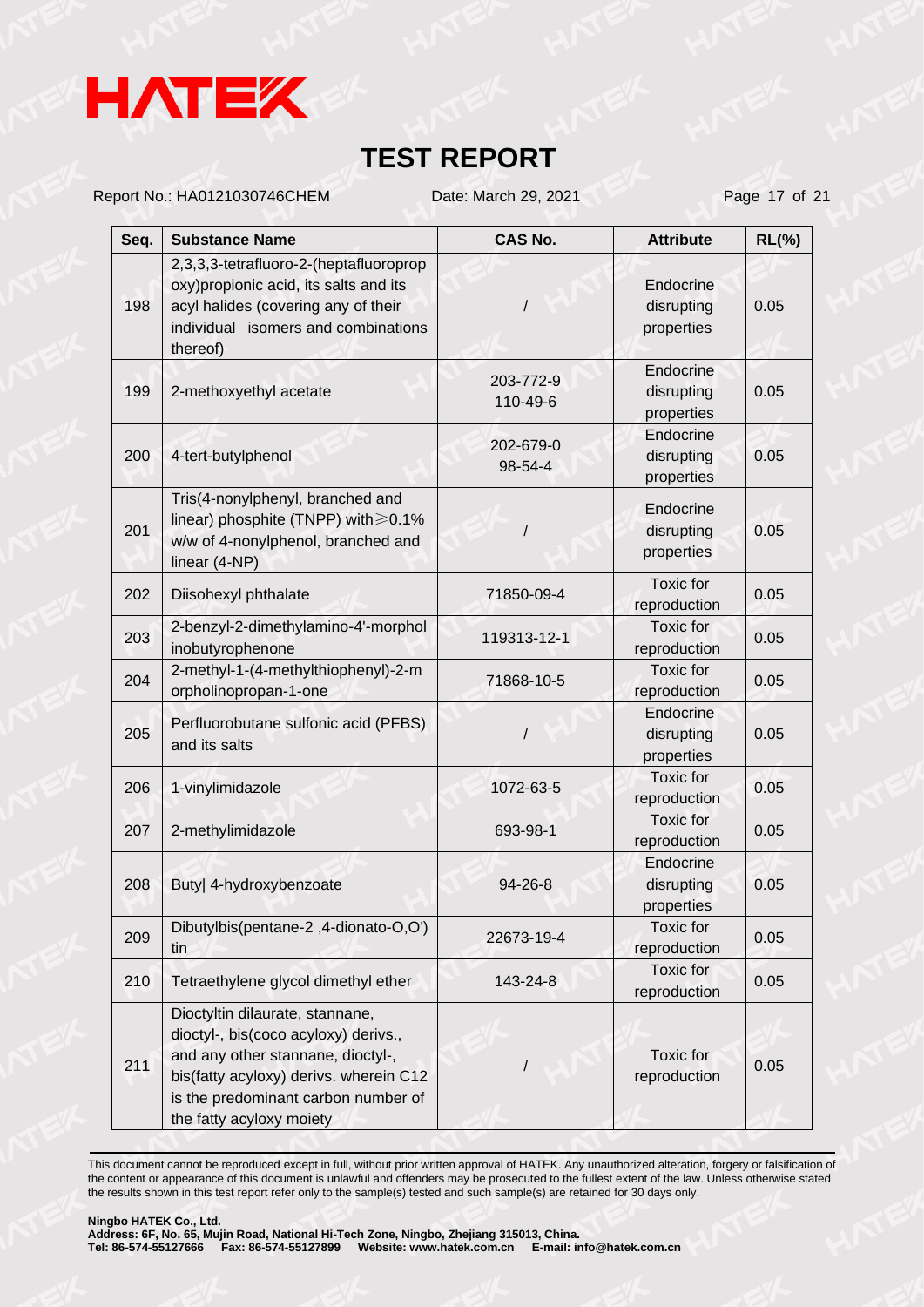# HATEK

# TEST REPORT

Report No.: HA0121030746CHEM Date: March 29, 2021

| Seq. | Substance Name | CAS No. | Attribute | RL(%) |
|---|---|---|---|---|
| 198 | 2,3,3,3-tetrafluoro-2-(heptafluoropropoxy)propionic acid, its salts and its acyl halides (covering any of their individual isomers and combinations thereof) | / | Endocrine disrupting properties | 0.05 |
| 199 | 2-methoxyethyl acetate | 203-772-9<br>110-49-6 | Endocrine disrupting properties | 0.05 |
| 200 | 4-tert-butylphenol | 202-679-0<br>98-54-4 | Endocrine disrupting properties | 0.05 |
| 201 | Tris(4-nonylphenyl, branched and linear) phosphite (TNPP) with≥0.1% w/w of 4-nonylphenol, branched and linear (4-NP) | / | Endocrine disrupting properties | 0.05 |
| 202 | Diisohexyl phthalate | 71850-09-4 | Toxic for reproduction | 0.05 |
| 203 | 2-benzyl-2-dimethylamino-4'-morpholinobutyrophenone | 119313-12-1 | Toxic for reproduction | 0.05 |
| 204 | 2-methyl-1-(4-methylthiophenyl)-2-morpholinopropan-1-one | 71868-10-5 | Toxic for reproduction | 0.05 |
| 205 | Perfluorobutane sulfonic acid (PFBS) and its salts | / | Endocrine disrupting properties | 0.05 |
| 206 | 1-vinylimidazole | 1072-63-5 | Toxic for reproduction | 0.05 |
| 207 | 2-methylimidazole | 693-98-1 | Toxic for reproduction | 0.05 |
| 208 | Buty| 4-hydroxybenzoate | 94-26-8 | Endocrine disrupting properties | 0.05 |
| 209 | Dibutylbis(pentane-2 ,4-dionato-O,O') tin | 22673-19-4 | Toxic for reproduction | 0.05 |
| 210 | Tetraethylene glycol dimethyl ether | 143-24-8 | Toxic for reproduction | 0.05 |
| 211 | Dioctyltin dilaurate, stannane, dioctyl-, bis(coco acyloxy) derivs., and any other stannane, dioctyl-, bis(fatty acyloxy) derivs. wherein C12 is the predominant carbon number of the fatty acyloxy moiety | / | Toxic for reproduction | 0.05 |

This document cannot be reproduced except in full, without prior written approval of HATEK. Any unauthorized alteration, forgery or falsification of the content or appearance of this document is unlawful and offenders may be prosecuted to the fullest extent of the law. Unless otherwise stated the results shown in this test report refer only to the sample(s) tested and such sample(s) are retained for 30 days only.

**Ningbo HATEK Co., Ltd.**
**Address: 6F, No. 65, Mujin Road, National Hi-Tech Zone, Ningbo, Zhejiang 315013, China.**
**Tel: 86-574-55127666 Fax: 86-574-55127899 Website: www.hatek.com.cn E-mail: info@hatek.com.cn**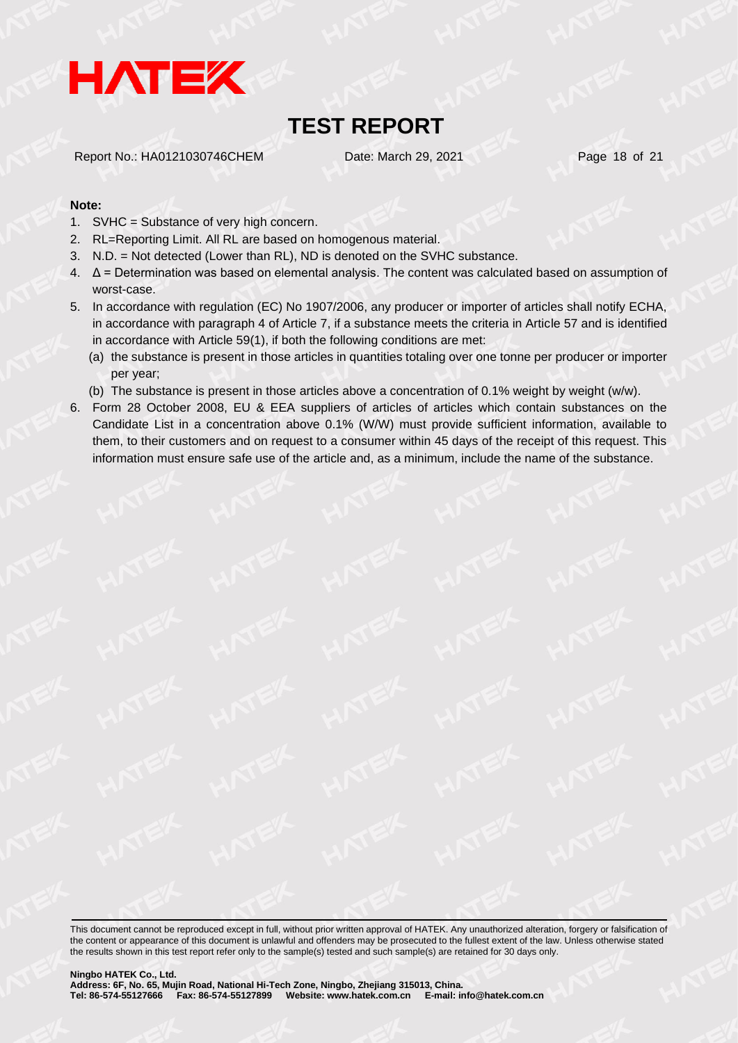**Note:**

1. SVHC = Substance of very high concern.
2. RL=Reporting Limit. All RL are based on homogenous material.
3. N.D. = Not detected (Lower than RL), ND is denoted on the SVHC substance.
4. Δ = Determination was based on elemental analysis. The content was calculated based on assumption of worst-case.
5. In accordance with regulation (EC) No 1907/2006, any producer or importer of articles shall notify ECHA, in accordance with paragraph 4 of Article 7, if a substance meets the criteria in Article 57 and is identified in accordance with Article 59(1), if both the following conditions are met:
   (a) the substance is present in those articles in quantities totaling over one tonne per producer or importer per year;
   (b) The substance is present in those articles above a concentration of 0.1% weight by weight (w/w).
6. Form 28 October 2008, EU & EEA suppliers of articles of articles which contain substances on the Candidate List in a concentration above 0.1% (W/W) must provide sufficient information, available to them, to their customers and on request to a consumer within 45 days of the receipt of this request. This information must ensure safe use of the article and, as a minimum, include the name of the substance.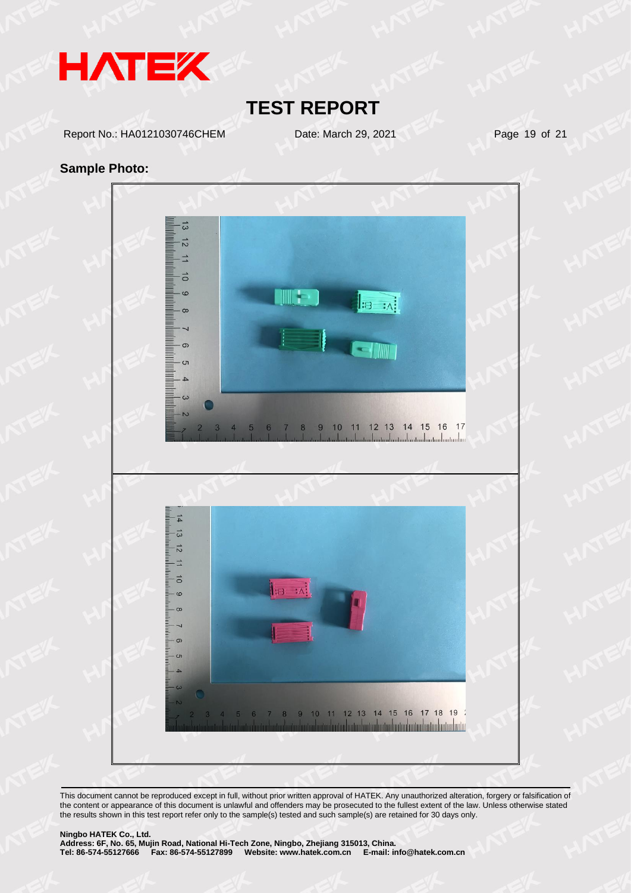## Sample Photo:

This document cannot be reproduced except in full, without prior written approval of HATEK. Any unauthorized alteration, forgery or falsification of the content or appearance of this document is unlawful and offenders may be prosecuted to the fullest extent of the law. Unless otherwise stated the results shown in this test report refer only to the sample(s) tested and such sample(s) are retained for 30 days only.

**Ningbo HATEK Co., Ltd.**
**Address: 6F, No. 65, Mujin Road, National Hi-Tech Zone, Ningbo, Zhejiang 315013, China.**
**Tel: 86-574-55127666 Fax: 86-574-55127899 Website: www.hatek.com.cn E-mail: info@hatek.com.cn**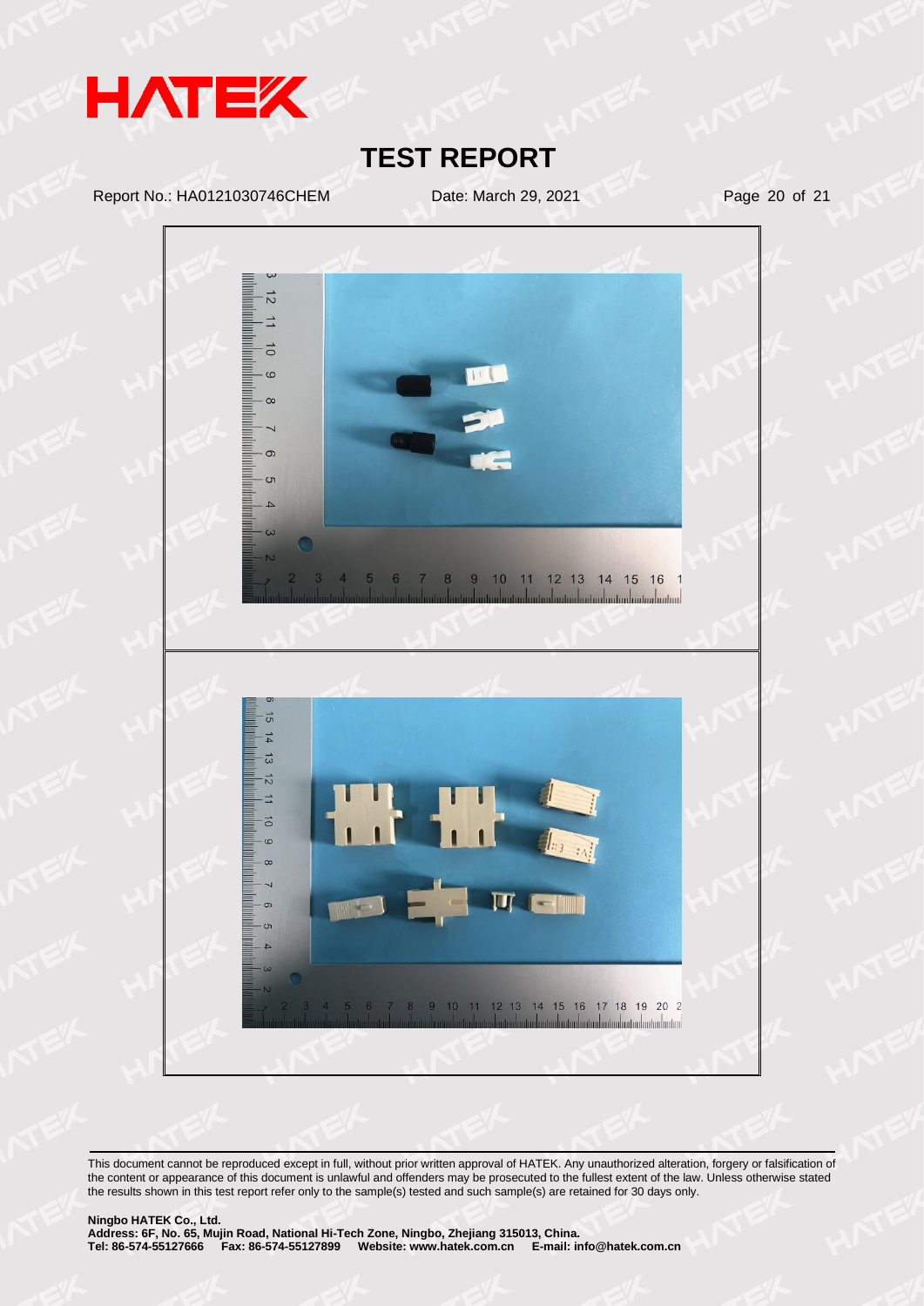# TEST REPORT

Report No.: HA0121030746CHEM Date: March 29, 2021

This document cannot be reproduced except in full, without prior written approval of HATEK. Any unauthorized alteration, forgery or falsification of the content or appearance of this document is unlawful and offenders may be prosecuted to the fullest extent of the law. Unless otherwise stated the results shown in this test report refer only to the sample(s) tested and such sample(s) are retained for 30 days only.

**Ningbo HATEK Co., Ltd.**
**Address: 6F, No. 65, Mujin Road, National Hi-Tech Zone, Ningbo, Zhejiang 315013, China.**
**Tel: 86-574-55127666 Fax: 86-574-55127899 Website: www.hatek.com.cn E-mail: info@hatek.com.cn**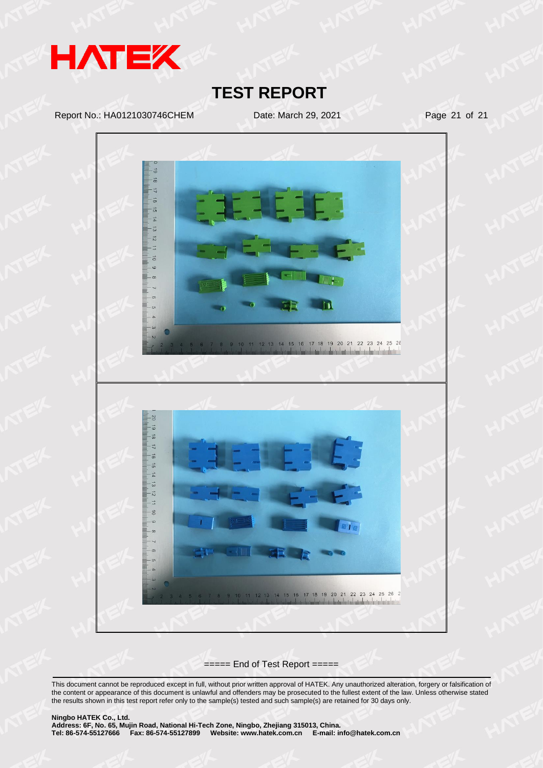===== End of Test Report =====

This document cannot be reproduced except in full, without prior written approval of HATEK. Any unauthorized alteration, forgery or falsification of the content or appearance of this document is unlawful and offenders may be prosecuted to the fullest extent of the law. Unless otherwise stated the results shown in this test report refer only to the sample(s) tested and such sample(s) are retained for 30 days only.

**Ningbo HATEK Co., Ltd.**
**Address: 6F, No. 65, Mujin Road, National Hi-Tech Zone, Ningbo, Zhejiang 315013, China.**
**Tel: 86-574-55127666 Fax: 86-574-55127899 Website: www.hatek.com.cn E-mail: info@hatek.com.cn**